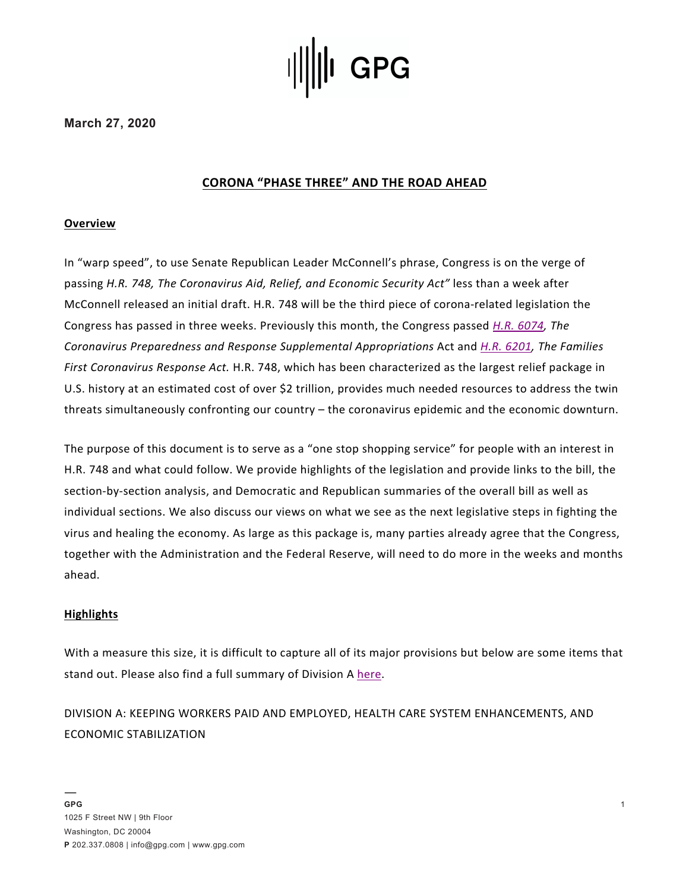GPG

**March 27, 2020**

## CORONA "PHASE THREE" AND THE ROAD AHEAD

### Overview

In "warp speed", to use Senate Republican Leader McConnell's phrase, Congress is on the verge of passing *H.R. 748, The Coronavirus Aid, Relief, and Economic Security Act"* less than a week after McConnell released an initial draft. H.R. 748 will be the third piece of corona-related legislation the Congress has passed in three weeks. Previously this month, the Congress passed *H.R. 6074, The Coronavirus Preparedness and Response Supplemental Appropriations* Act and *H.R. 6201, The Families First Coronavirus Response Act.* H.R. 748, which has been characterized as the largest relief package in U.S. history at an estimated cost of over $2 trillion, provides much needed resources to address the twin threats simultaneously confronting our country – the coronavirus epidemic and the economic downturn.

The purpose of this document is to serve as a "one stop shopping service" for people with an interest in H.R. 748 and what could follow. We provide highlights of the legislation and provide links to the bill, the section-by-section analysis, and Democratic and Republican summaries of the overall bill as well as individual sections. We also discuss our views on what we see as the next legislative steps in fighting the virus and healing the economy. As large as this package is, many parties already agree that the Congress, together with the Administration and the Federal Reserve, will need to do more in the weeks and months ahead.

### Highlights

With a measure this size, it is difficult to capture all of its major provisions but below are some items that stand out. Please also find a full summary of Division A here.

DIVISION A: KEEPING WORKERS PAID AND EMPLOYED, HEALTH CARE SYSTEM ENHANCEMENTS, AND ECONOMIC STABILIZATION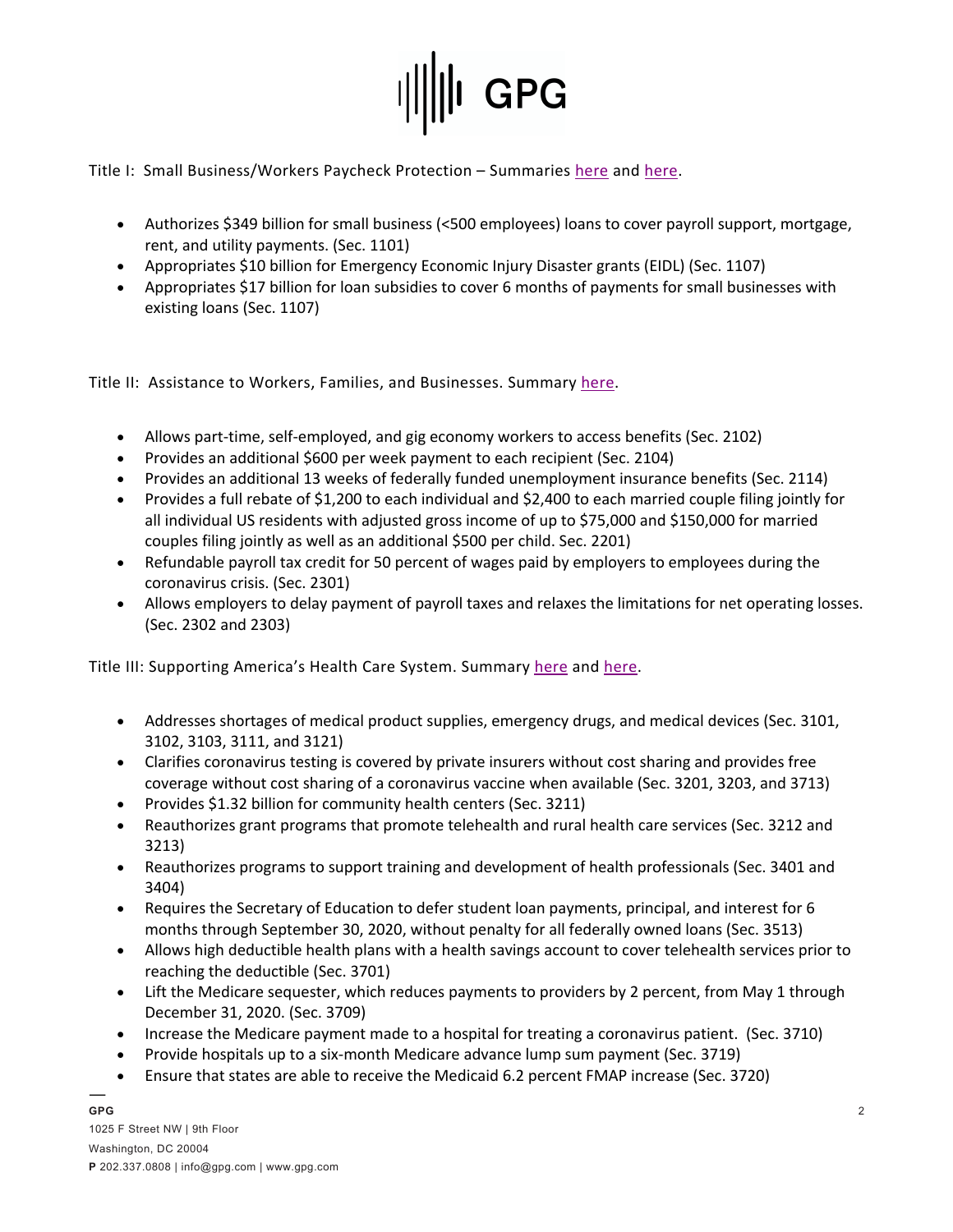Title I: Small Business/Workers Paycheck Protection – Summaries here and here.

- Authorizes $349 billion for small business (<500 employees) loans to cover payroll support, mortgage, rent, and utility payments. (Sec. 1101)
- Appropriates $10 billion for Emergency Economic Injury Disaster grants (EIDL) (Sec. 1107)
- Appropriates $17 billion for loan subsidies to cover 6 months of payments for small businesses with existing loans (Sec. 1107)

Title II: Assistance to Workers, Families, and Businesses. Summary here.

- Allows part-time, self-employed, and gig economy workers to access benefits (Sec. 2102)
- Provides an additional $600 per week payment to each recipient (Sec. 2104)
- Provides an additional 13 weeks of federally funded unemployment insurance benefits (Sec. 2114)
- Provides a full rebate of $1,200 to each individual and $2,400 to each married couple filing jointly for all individual US residents with adjusted gross income of up to $75,000 and $150,000 for married couples filing jointly as well as an additional $500 per child. Sec. 2201)
- Refundable payroll tax credit for 50 percent of wages paid by employers to employees during the coronavirus crisis. (Sec. 2301)
- Allows employers to delay payment of payroll taxes and relaxes the limitations for net operating losses. (Sec. 2302 and 2303)

Title III: Supporting America's Health Care System. Summary here and here.

- Addresses shortages of medical product supplies, emergency drugs, and medical devices (Sec. 3101, 3102, 3103, 3111, and 3121)
- Clarifies coronavirus testing is covered by private insurers without cost sharing and provides free coverage without cost sharing of a coronavirus vaccine when available (Sec. 3201, 3203, and 3713)
- Provides $1.32 billion for community health centers (Sec. 3211)
- Reauthorizes grant programs that promote telehealth and rural health care services (Sec. 3212 and 3213)
- Reauthorizes programs to support training and development of health professionals (Sec. 3401 and 3404)
- Requires the Secretary of Education to defer student loan payments, principal, and interest for 6 months through September 30, 2020, without penalty for all federally owned loans (Sec. 3513)
- Allows high deductible health plans with a health savings account to cover telehealth services prior to reaching the deductible (Sec. 3701)
- Lift the Medicare sequester, which reduces payments to providers by 2 percent, from May 1 through December 31, 2020. (Sec. 3709)
- Increase the Medicare payment made to a hospital for treating a coronavirus patient. (Sec. 3710)
- Provide hospitals up to a six-month Medicare advance lump sum payment (Sec. 3719)
- Ensure that states are able to receive the Medicaid 6.2 percent FMAP increase (Sec. 3720)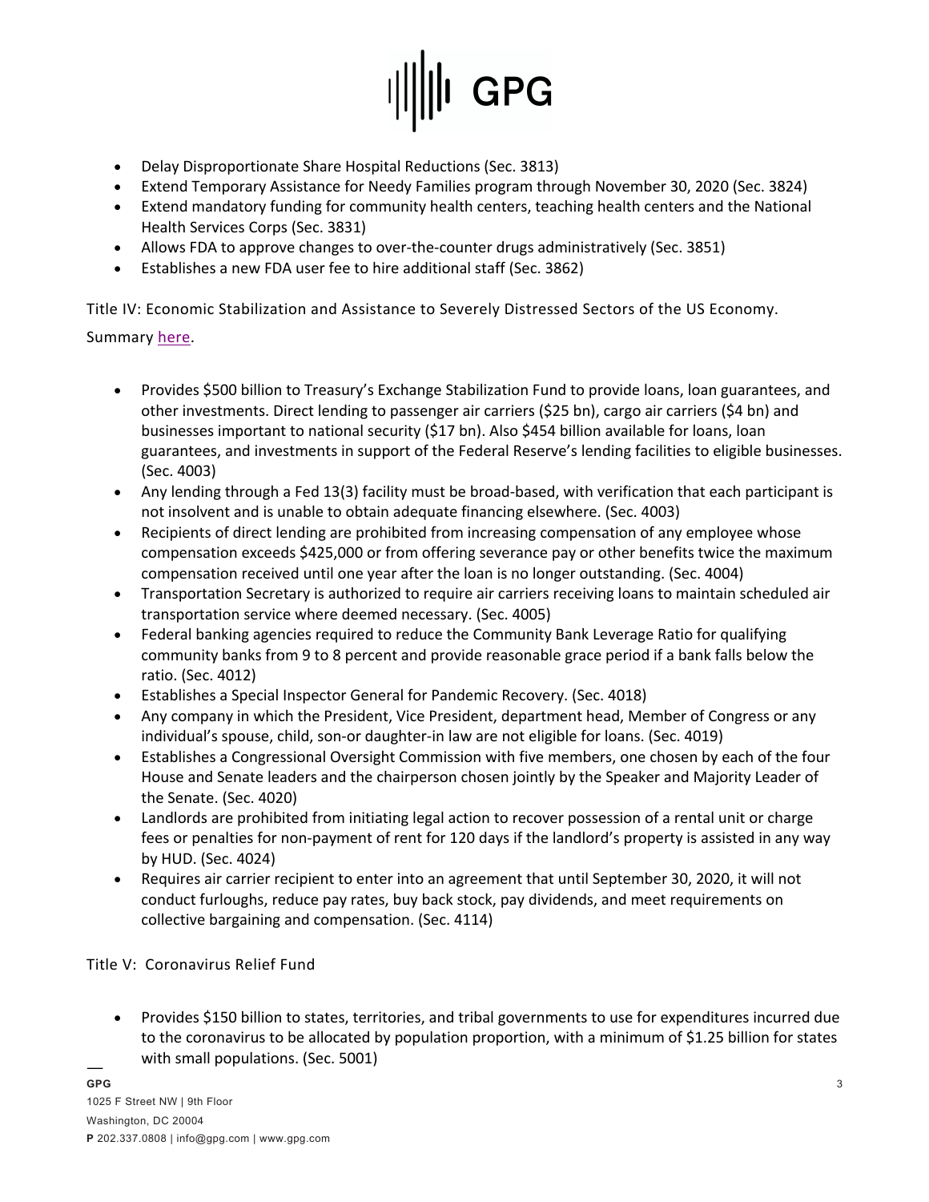- Delay Disproportionate Share Hospital Reductions (Sec. 3813)
- Extend Temporary Assistance for Needy Families program through November 30, 2020 (Sec. 3824)
- Extend mandatory funding for community health centers, teaching health centers and the National Health Services Corps (Sec. 3831)
- Allows FDA to approve changes to over-the-counter drugs administratively (Sec. 3851)
- Establishes a new FDA user fee to hire additional staff (Sec. 3862)

Title IV: Economic Stabilization and Assistance to Severely Distressed Sectors of the US Economy.

Summary here.

- Provides $500 billion to Treasury's Exchange Stabilization Fund to provide loans, loan guarantees, and other investments. Direct lending to passenger air carriers ($25 bn), cargo air carriers ($4 bn) and businesses important to national security ($17 bn). Also $454 billion available for loans, loan guarantees, and investments in support of the Federal Reserve's lending facilities to eligible businesses. (Sec. 4003)
- Any lending through a Fed 13(3) facility must be broad-based, with verification that each participant is not insolvent and is unable to obtain adequate financing elsewhere. (Sec. 4003)
- Recipients of direct lending are prohibited from increasing compensation of any employee whose compensation exceeds $425,000 or from offering severance pay or other benefits twice the maximum compensation received until one year after the loan is no longer outstanding. (Sec. 4004)
- Transportation Secretary is authorized to require air carriers receiving loans to maintain scheduled air transportation service where deemed necessary. (Sec. 4005)
- Federal banking agencies required to reduce the Community Bank Leverage Ratio for qualifying community banks from 9 to 8 percent and provide reasonable grace period if a bank falls below the ratio. (Sec. 4012)
- Establishes a Special Inspector General for Pandemic Recovery. (Sec. 4018)
- Any company in which the President, Vice President, department head, Member of Congress or any individual's spouse, child, son-or daughter-in law are not eligible for loans. (Sec. 4019)
- Establishes a Congressional Oversight Commission with five members, one chosen by each of the four House and Senate leaders and the chairperson chosen jointly by the Speaker and Majority Leader of the Senate. (Sec. 4020)
- Landlords are prohibited from initiating legal action to recover possession of a rental unit or charge fees or penalties for non-payment of rent for 120 days if the landlord's property is assisted in any way by HUD. (Sec. 4024)
- Requires air carrier recipient to enter into an agreement that until September 30, 2020, it will not conduct furloughs, reduce pay rates, buy back stock, pay dividends, and meet requirements on collective bargaining and compensation. (Sec. 4114)

Title V: Coronavirus Relief Fund

- Provides $150 billion to states, territories, and tribal governments to use for expenditures incurred due to the coronavirus to be allocated by population proportion, with a minimum of $1.25 billion for states with small populations. (Sec. 5001)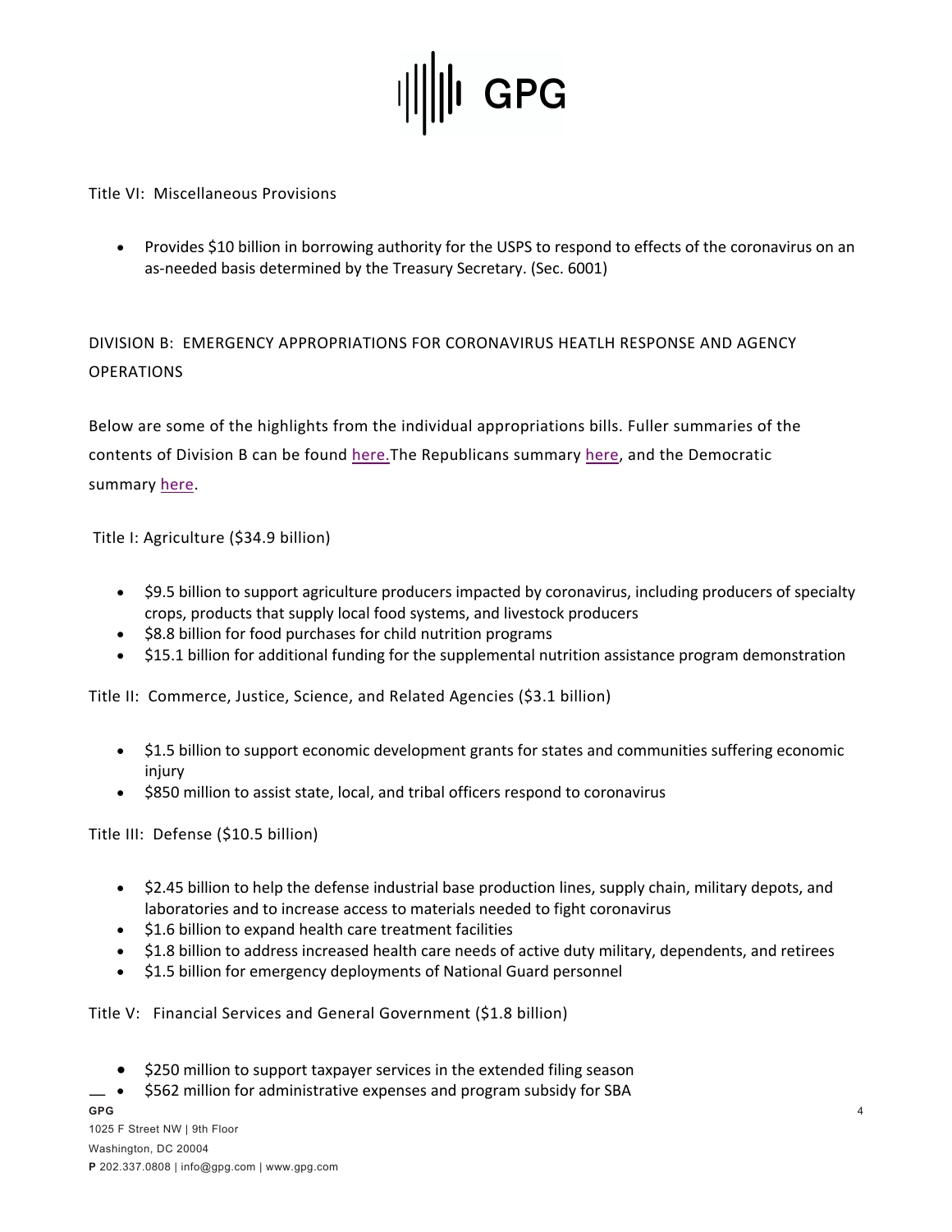Title VI: Miscellaneous Provisions

- Provides $10 billion in borrowing authority for the USPS to respond to effects of the coronavirus on an as-needed basis determined by the Treasury Secretary. (Sec. 6001)

DIVISION B: EMERGENCY APPROPRIATIONS FOR CORONAVIRUS HEATLH RESPONSE AND AGENCY OPERATIONS

Below are some of the highlights from the individual appropriations bills. Fuller summaries of the contents of Division B can be found here.The Republicans summary here, and the Democratic summary here.

Title I: Agriculture ($34.9 billion)

- $9.5 billion to support agriculture producers impacted by coronavirus, including producers of specialty crops, products that supply local food systems, and livestock producers
- $8.8 billion for food purchases for child nutrition programs
- $15.1 billion for additional funding for the supplemental nutrition assistance program demonstration

Title II: Commerce, Justice, Science, and Related Agencies ($3.1 billion)

- $1.5 billion to support economic development grants for states and communities suffering economic injury
- $850 million to assist state, local, and tribal officers respond to coronavirus

Title III: Defense ($10.5 billion)

- $2.45 billion to help the defense industrial base production lines, supply chain, military depots, and laboratories and to increase access to materials needed to fight coronavirus
- $1.6 billion to expand health care treatment facilities
- $1.8 billion to address increased health care needs of active duty military, dependents, and retirees
- $1.5 billion for emergency deployments of National Guard personnel

Title V: Financial Services and General Government ($1.8 billion)

- $250 million to support taxpayer services in the extended filing season
- $562 million for administrative expenses and program subsidy for SBA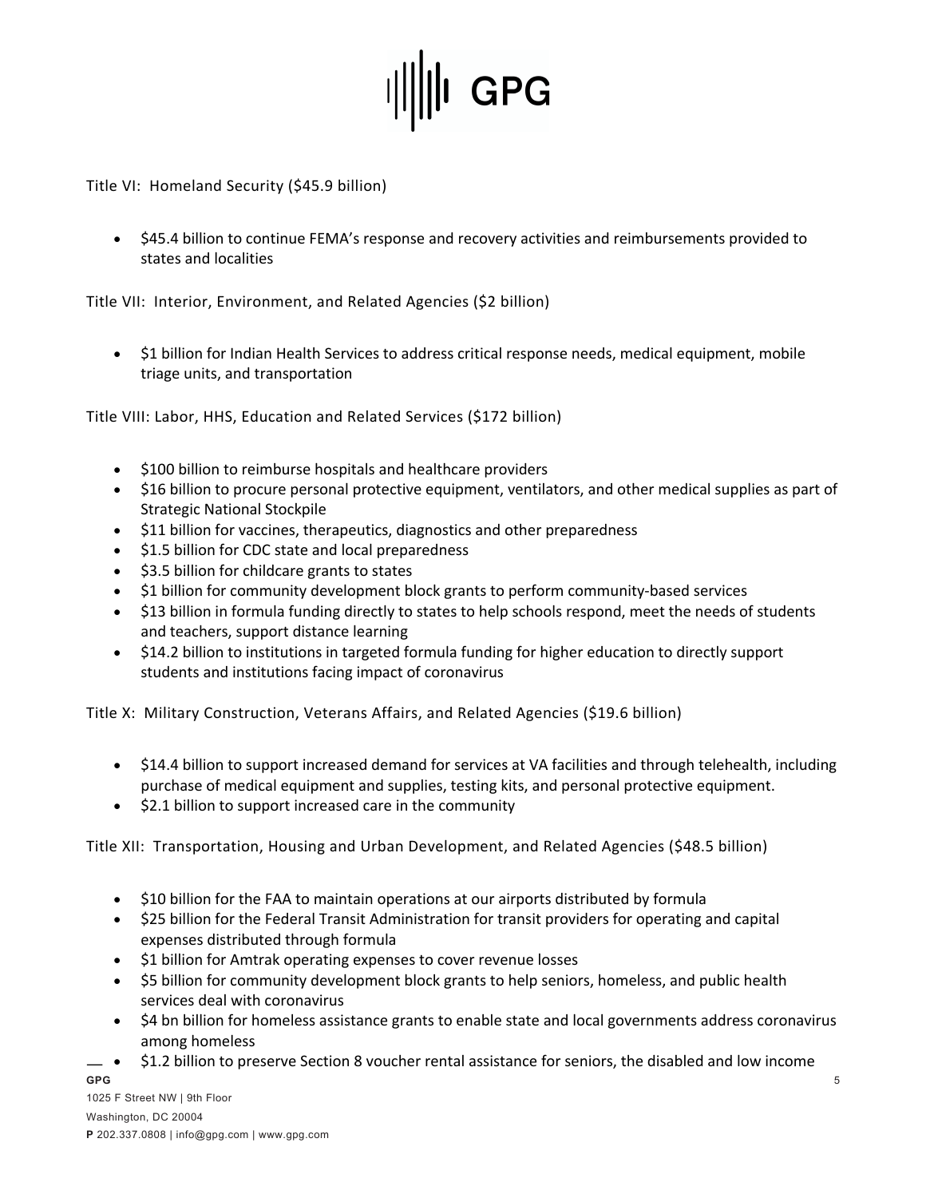Title VI: Homeland Security ($45.9 billion)

- $45.4 billion to continue FEMA's response and recovery activities and reimbursements provided to states and localities

Title VII: Interior, Environment, and Related Agencies ($2 billion)

- $1 billion for Indian Health Services to address critical response needs, medical equipment, mobile triage units, and transportation

Title VIII: Labor, HHS, Education and Related Services ($172 billion)

- $100 billion to reimburse hospitals and healthcare providers
- $16 billion to procure personal protective equipment, ventilators, and other medical supplies as part of Strategic National Stockpile
- $11 billion for vaccines, therapeutics, diagnostics and other preparedness
- $1.5 billion for CDC state and local preparedness
- $3.5 billion for childcare grants to states
- $1 billion for community development block grants to perform community-based services
- $13 billion in formula funding directly to states to help schools respond, meet the needs of students and teachers, support distance learning
- $14.2 billion to institutions in targeted formula funding for higher education to directly support students and institutions facing impact of coronavirus

Title X: Military Construction, Veterans Affairs, and Related Agencies ($19.6 billion)

- $14.4 billion to support increased demand for services at VA facilities and through telehealth, including purchase of medical equipment and supplies, testing kits, and personal protective equipment.
- $2.1 billion to support increased care in the community

Title XII: Transportation, Housing and Urban Development, and Related Agencies ($48.5 billion)

- $10 billion for the FAA to maintain operations at our airports distributed by formula
- $25 billion for the Federal Transit Administration for transit providers for operating and capital expenses distributed through formula
- $1 billion for Amtrak operating expenses to cover revenue losses
- $5 billion for community development block grants to help seniors, homeless, and public health services deal with coronavirus
- $4 bn billion for homeless assistance grants to enable state and local governments address coronavirus among homeless
- $1.2 billion to preserve Section 8 voucher rental assistance for seniors, the disabled and low income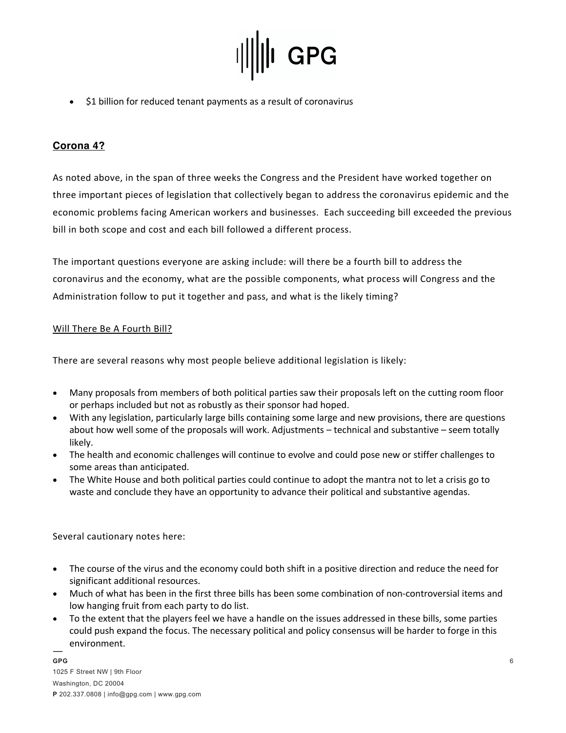- $1 billion for reduced tenant payments as a result of coronavirus

## **Corona 4?**

As noted above, in the span of three weeks the Congress and the President have worked together on three important pieces of legislation that collectively began to address the coronavirus epidemic and the economic problems facing American workers and businesses. Each succeeding bill exceeded the previous bill in both scope and cost and each bill followed a different process.

The important questions everyone are asking include: will there be a fourth bill to address the coronavirus and the economy, what are the possible components, what process will Congress and the Administration follow to put it together and pass, and what is the likely timing?

### Will There Be A Fourth Bill?

There are several reasons why most people believe additional legislation is likely:

- Many proposals from members of both political parties saw their proposals left on the cutting room floor or perhaps included but not as robustly as their sponsor had hoped.
- With any legislation, particularly large bills containing some large and new provisions, there are questions about how well some of the proposals will work. Adjustments – technical and substantive – seem totally likely.
- The health and economic challenges will continue to evolve and could pose new or stiffer challenges to some areas than anticipated.
- The White House and both political parties could continue to adopt the mantra not to let a crisis go to waste and conclude they have an opportunity to advance their political and substantive agendas.

Several cautionary notes here:

- The course of the virus and the economy could both shift in a positive direction and reduce the need for significant additional resources.
- Much of what has been in the first three bills has been some combination of non-controversial items and low hanging fruit from each party to do list.
- To the extent that the players feel we have a handle on the issues addressed in these bills, some parties could push expand the focus. The necessary political and policy consensus will be harder to forge in this environment.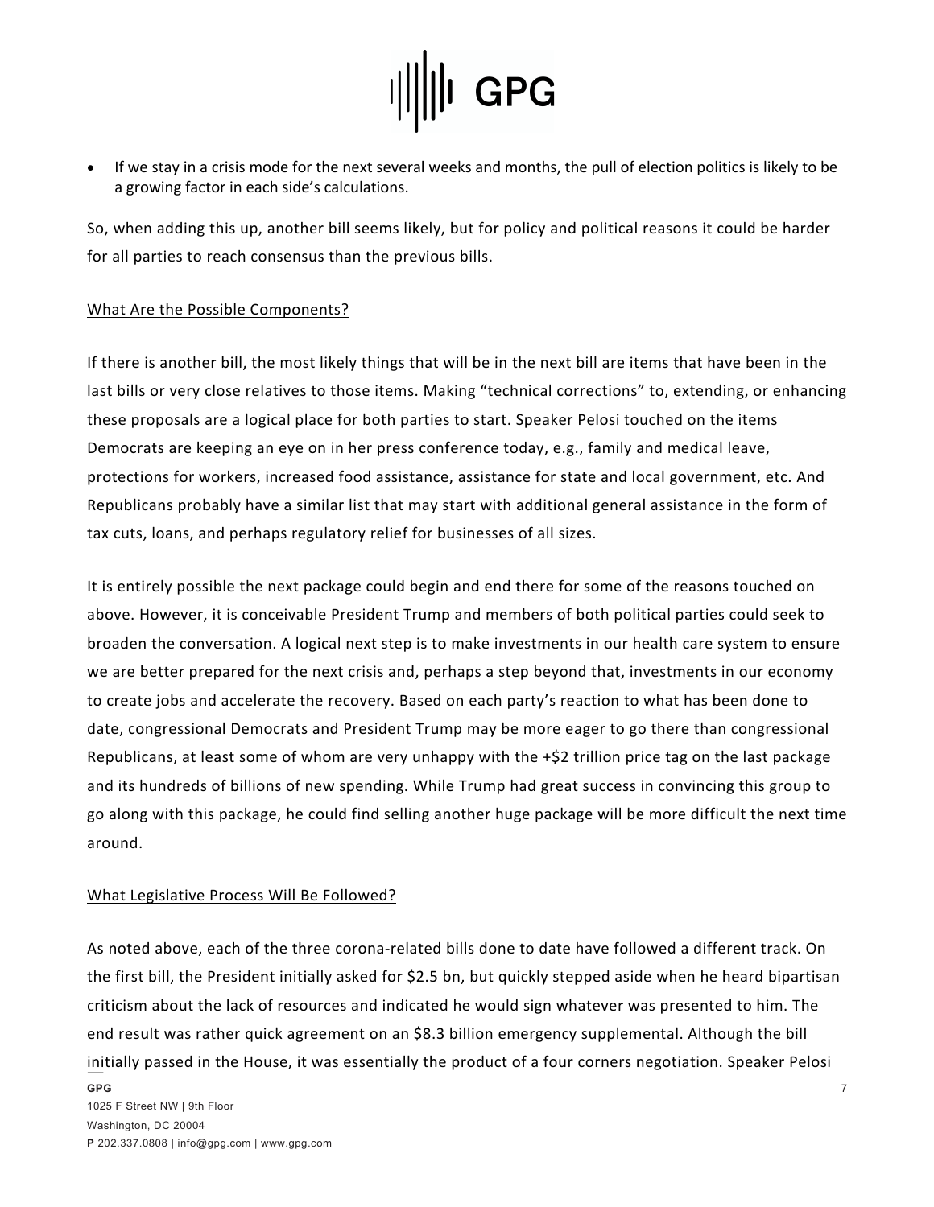- If we stay in a crisis mode for the next several weeks and months, the pull of election politics is likely to be a growing factor in each side's calculations.

So, when adding this up, another bill seems likely, but for policy and political reasons it could be harder for all parties to reach consensus than the previous bills.

<u>What Are the Possible Components?</u>

If there is another bill, the most likely things that will be in the next bill are items that have been in the last bills or very close relatives to those items. Making "technical corrections" to, extending, or enhancing these proposals are a logical place for both parties to start. Speaker Pelosi touched on the items Democrats are keeping an eye on in her press conference today, e.g., family and medical leave, protections for workers, increased food assistance, assistance for state and local government, etc. And Republicans probably have a similar list that may start with additional general assistance in the form of tax cuts, loans, and perhaps regulatory relief for businesses of all sizes.

It is entirely possible the next package could begin and end there for some of the reasons touched on above. However, it is conceivable President Trump and members of both political parties could seek to broaden the conversation. A logical next step is to make investments in our health care system to ensure we are better prepared for the next crisis and, perhaps a step beyond that, investments in our economy to create jobs and accelerate the recovery. Based on each party's reaction to what has been done to date, congressional Democrats and President Trump may be more eager to go there than congressional Republicans, at least some of whom are very unhappy with the +$2 trillion price tag on the last package and its hundreds of billions of new spending. While Trump had great success in convincing this group to go along with this package, he could find selling another huge package will be more difficult the next time around.

<u>What Legislative Process Will Be Followed?</u>

As noted above, each of the three corona-related bills done to date have followed a different track. On the first bill, the President initially asked for $2.5 bn, but quickly stepped aside when he heard bipartisan criticism about the lack of resources and indicated he would sign whatever was presented to him. The end result was rather quick agreement on an $8.3 billion emergency supplemental. Although the bill initially passed in the House, it was essentially the product of a four corners negotiation. Speaker Pelosi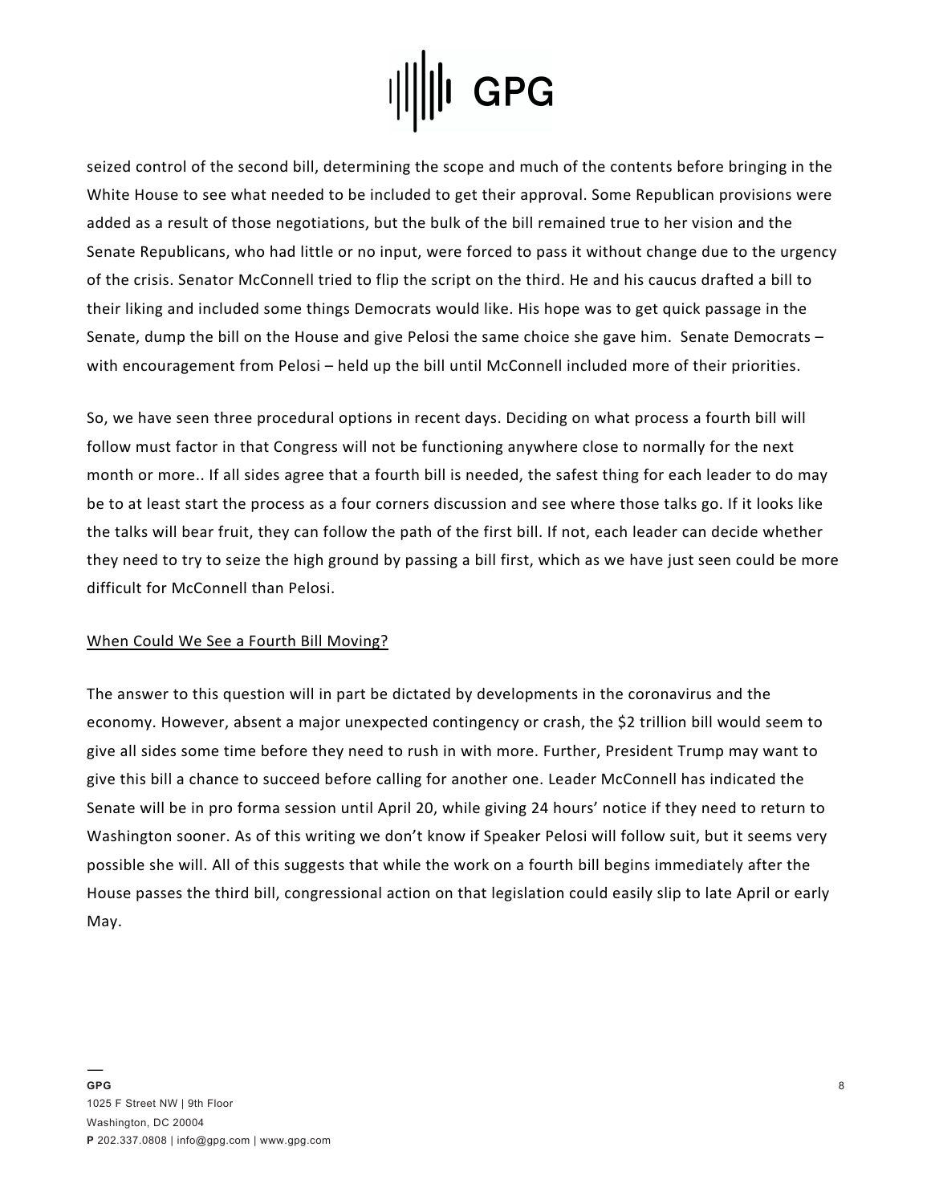seized control of the second bill, determining the scope and much of the contents before bringing in the White House to see what needed to be included to get their approval. Some Republican provisions were added as a result of those negotiations, but the bulk of the bill remained true to her vision and the Senate Republicans, who had little or no input, were forced to pass it without change due to the urgency of the crisis. Senator McConnell tried to flip the script on the third. He and his caucus drafted a bill to their liking and included some things Democrats would like. His hope was to get quick passage in the Senate, dump the bill on the House and give Pelosi the same choice she gave him. Senate Democrats – with encouragement from Pelosi – held up the bill until McConnell included more of their priorities.

So, we have seen three procedural options in recent days. Deciding on what process a fourth bill will follow must factor in that Congress will not be functioning anywhere close to normally for the next month or more.. If all sides agree that a fourth bill is needed, the safest thing for each leader to do may be to at least start the process as a four corners discussion and see where those talks go. If it looks like the talks will bear fruit, they can follow the path of the first bill. If not, each leader can decide whether they need to try to seize the high ground by passing a bill first, which as we have just seen could be more difficult for McConnell than Pelosi.

## When Could We See a Fourth Bill Moving?

The answer to this question will in part be dictated by developments in the coronavirus and the economy. However, absent a major unexpected contingency or crash, the $2 trillion bill would seem to give all sides some time before they need to rush in with more. Further, President Trump may want to give this bill a chance to succeed before calling for another one. Leader McConnell has indicated the Senate will be in pro forma session until April 20, while giving 24 hours' notice if they need to return to Washington sooner. As of this writing we don't know if Speaker Pelosi will follow suit, but it seems very possible she will. All of this suggests that while the work on a fourth bill begins immediately after the House passes the third bill, congressional action on that legislation could easily slip to late April or early May.